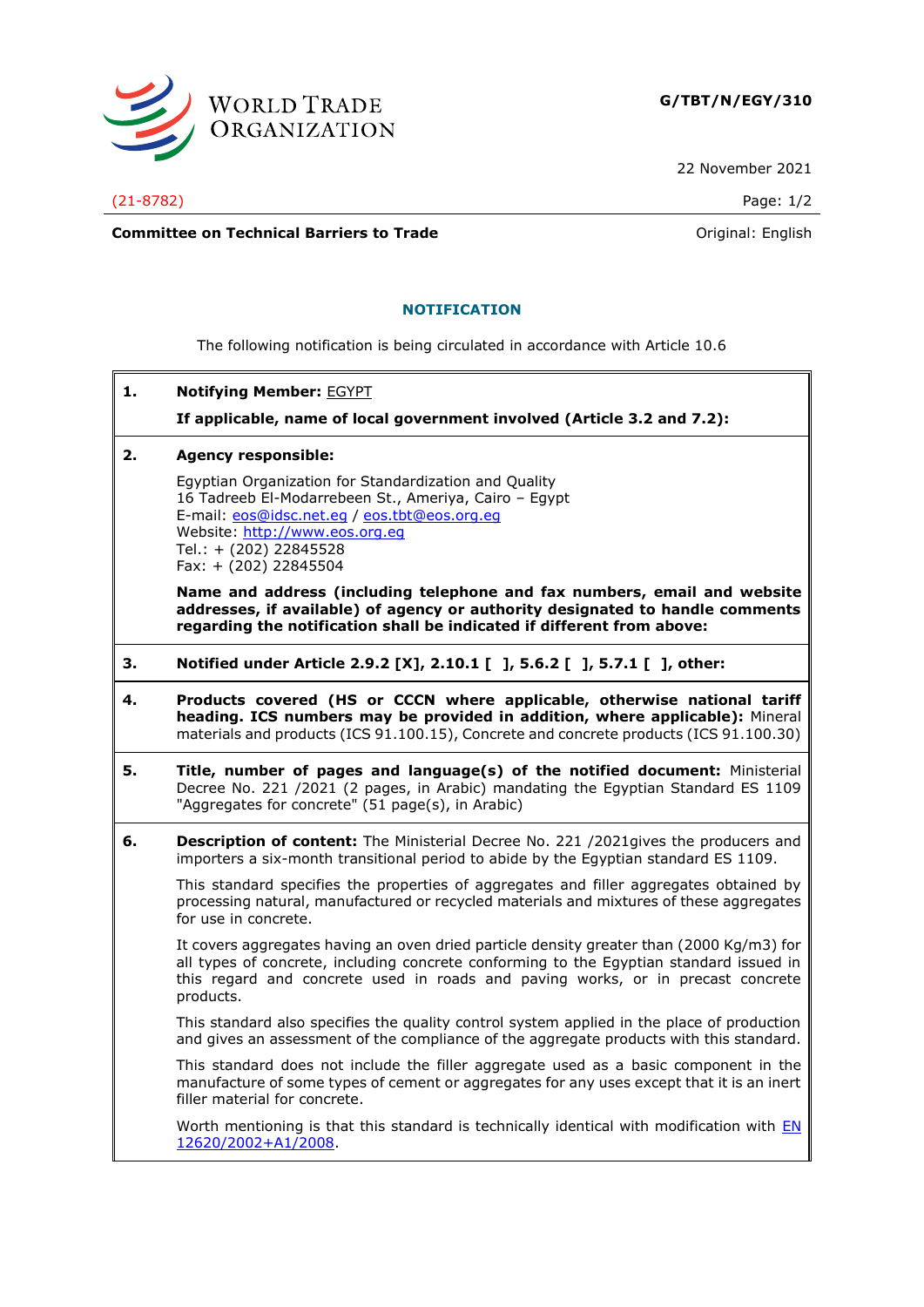**G/TBT/N/EGY/310**

22 November 2021

(21-8782)

**Committee on Technical Barriers to Trade** Original: English

## NOTIFICATION

The following notification is being circulated in accordance with Article 10.6

**1. Notifying Member:** EGYPT

**If applicable, name of local government involved (Article 3.2 and 7.2):**

**2. Agency responsible:**

Egyptian Organization for Standardization and Quality
16 Tadreeb El-Modarrebeen St., Ameriya, Cairo – Egypt
E-mail: eos@idsc.net.eg / eos.tbt@eos.org.eg
Website: http://www.eos.org.eg
Tel.: + (202) 22845528
Fax: + (202) 22845504

**Name and address (including telephone and fax numbers, email and website addresses, if available) of agency or authority designated to handle comments regarding the notification shall be indicated if different from above:**

**3. Notified under Article 2.9.2 [X], 2.10.1 [ ], 5.6.2 [ ], 5.7.1 [ ], other:**

**4. Products covered (HS or CCCN where applicable, otherwise national tariff heading. ICS numbers may be provided in addition, where applicable):** Mineral materials and products (ICS 91.100.15), Concrete and concrete products (ICS 91.100.30)

**5. Title, number of pages and language(s) of the notified document:** Ministerial Decree No. 221 /2021 (2 pages, in Arabic) mandating the Egyptian Standard ES 1109 "Aggregates for concrete" (51 page(s), in Arabic)

**6. Description of content:** The Ministerial Decree No. 221 /2021gives the producers and importers a six-month transitional period to abide by the Egyptian standard ES 1109.

This standard specifies the properties of aggregates and filler aggregates obtained by processing natural, manufactured or recycled materials and mixtures of these aggregates for use in concrete.

It covers aggregates having an oven dried particle density greater than (2000 Kg/m3) for all types of concrete, including concrete conforming to the Egyptian standard issued in this regard and concrete used in roads and paving works, or in precast concrete products.

This standard also specifies the quality control system applied in the place of production and gives an assessment of the compliance of the aggregate products with this standard.

This standard does not include the filler aggregate used as a basic component in the manufacture of some types of cement or aggregates for any uses except that it is an inert filler material for concrete.

Worth mentioning is that this standard is technically identical with modification with EN 12620/2002+A1/2008.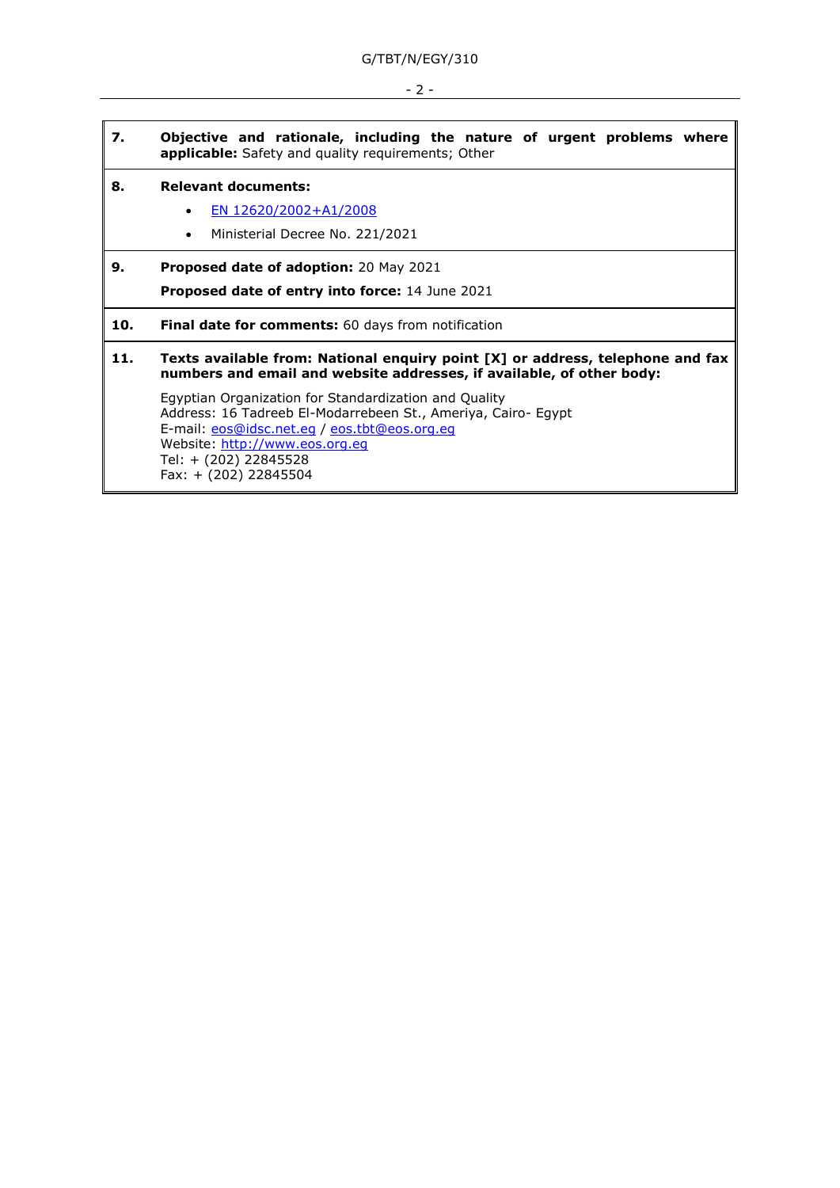**7. Objective and rationale, including the nature of urgent problems where applicable:** Safety and quality requirements; Other

**8. Relevant documents:**

- EN 12620/2002+A1/2008
- Ministerial Decree No. 221/2021

**9. Proposed date of adoption:** 20 May 2021

**Proposed date of entry into force:** 14 June 2021

**10. Final date for comments:** 60 days from notification

**11. Texts available from: National enquiry point [X] or address, telephone and fax numbers and email and website addresses, if available, of other body:**

Egyptian Organization for Standardization and Quality
Address: 16 Tadreeb El-Modarrebeen St., Ameriya, Cairo- Egypt
E-mail: eos@idsc.net.eg / eos.tbt@eos.org.eg
Website: http://www.eos.org.eg
Tel: + (202) 22845528
Fax: + (202) 22845504